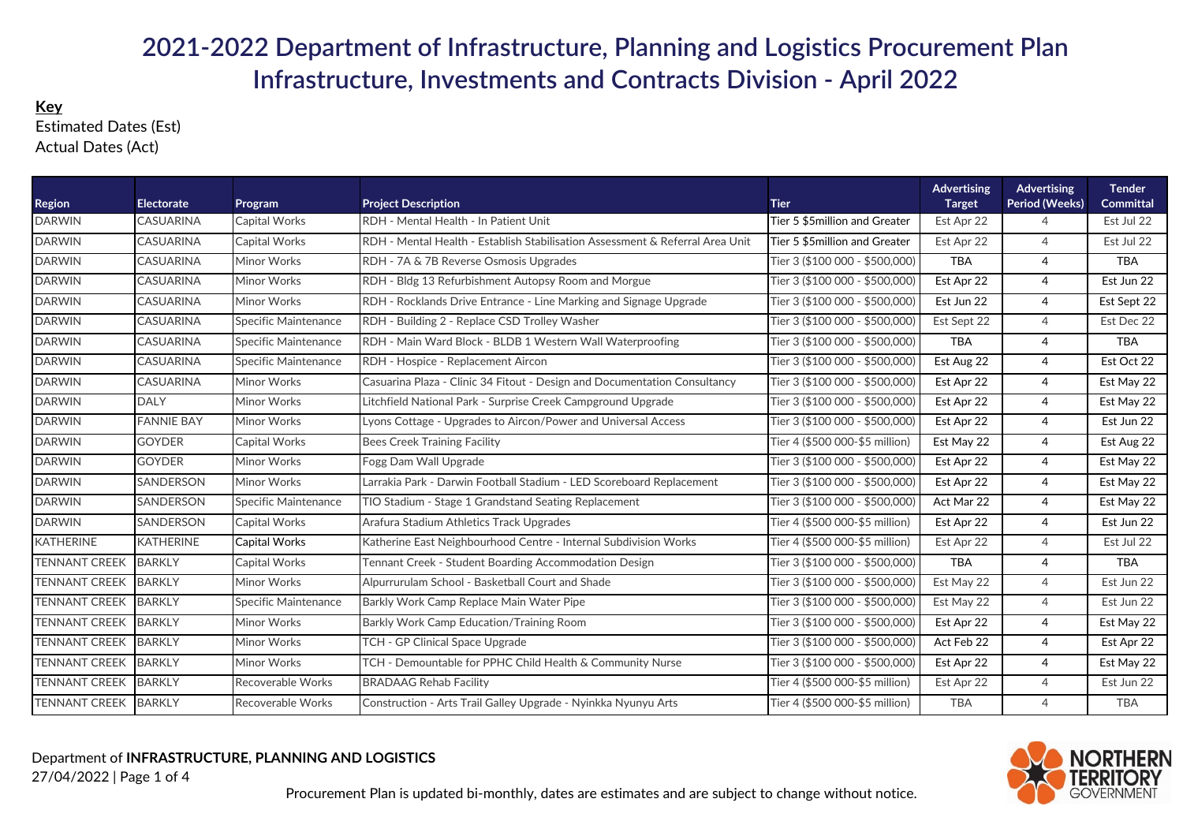# 2021-2022 Department of Infrastructure, Planning and Logistics Procurement Plan
## Infrastructure, Investments and Contracts Division - April 2022

**Key**
Estimated Dates (Est)
Actual Dates (Act)

| Region | Electorate | Program | Project Description | Tier | Advertising Target | Advertising Period (Weeks) | Tender Committal |
|---|---|---|---|---|---|---|---|
| DARWIN | CASUARINA | Capital Works | RDH - Mental Health - In Patient Unit | Tier 5 $5million and Greater | Est Apr 22 | 4 | Est Jul 22 |
| DARWIN | CASUARINA | Capital Works | RDH - Mental Health - Establish Stabilisation Assessment & Referral Area Unit | Tier 5 $5million and Greater | Est Apr 22 | 4 | Est Jul 22 |
| DARWIN | CASUARINA | Minor Works | RDH - 7A & 7B Reverse Osmosis Upgrades | Tier 3 ($100 000 - $500,000) | TBA | 4 | TBA |
| DARWIN | CASUARINA | Minor Works | RDH - Bldg 13 Refurbishment Autopsy Room and Morgue | Tier 3 ($100 000 - $500,000) | Est Apr 22 | 4 | Est Jun 22 |
| DARWIN | CASUARINA | Minor Works | RDH - Rocklands Drive Entrance - Line Marking and Signage Upgrade | Tier 3 ($100 000 - $500,000) | Est Jun 22 | 4 | Est Sept 22 |
| DARWIN | CASUARINA | Specific Maintenance | RDH - Building 2 - Replace CSD Trolley Washer | Tier 3 ($100 000 - $500,000) | Est Sept 22 | 4 | Est Dec 22 |
| DARWIN | CASUARINA | Specific Maintenance | RDH - Main Ward Block - BLDB 1 Western Wall Waterproofing | Tier 3 ($100 000 - $500,000) | TBA | 4 | TBA |
| DARWIN | CASUARINA | Specific Maintenance | RDH - Hospice - Replacement Aircon | Tier 3 ($100 000 - $500,000) | Est Aug 22 | 4 | Est Oct 22 |
| DARWIN | CASUARINA | Minor Works | Casuarina Plaza - Clinic 34 Fitout - Design and Documentation Consultancy | Tier 3 ($100 000 - $500,000) | Est Apr 22 | 4 | Est May 22 |
| DARWIN | DALY | Minor Works | Litchfield National Park - Surprise Creek Campground Upgrade | Tier 3 ($100 000 - $500,000) | Est Apr 22 | 4 | Est May 22 |
| DARWIN | FANNIE BAY | Minor Works | Lyons Cottage - Upgrades to Aircon/Power and Universal Access | Tier 3 ($100 000 - $500,000) | Est Apr 22 | 4 | Est Jun 22 |
| DARWIN | GOYDER | Capital Works | Bees Creek Training Facility | Tier 4 ($500 000-$5 million) | Est May 22 | 4 | Est Aug 22 |
| DARWIN | GOYDER | Minor Works | Fogg Dam Wall Upgrade | Tier 3 ($100 000 - $500,000) | Est Apr 22 | 4 | Est May 22 |
| DARWIN | SANDERSON | Minor Works | Larrakia Park - Darwin Football Stadium - LED Scoreboard Replacement | Tier 3 ($100 000 - $500,000) | Est Apr 22 | 4 | Est May 22 |
| DARWIN | SANDERSON | Specific Maintenance | TIO Stadium - Stage 1 Grandstand Seating Replacement | Tier 3 ($100 000 - $500,000) | Act Mar 22 | 4 | Est May 22 |
| DARWIN | SANDERSON | Capital Works | Arafura Stadium Athletics Track Upgrades | Tier 4 ($500 000-$5 million) | Est Apr 22 | 4 | Est Jun 22 |
| KATHERINE | KATHERINE | Capital Works | Katherine East Neighbourhood Centre - Internal Subdivision Works | Tier 4 ($500 000-$5 million) | Est Apr 22 | 4 | Est Jul 22 |
| TENNANT CREEK | BARKLY | Capital Works | Tennant Creek - Student Boarding Accommodation Design | Tier 3 ($100 000 - $500,000) | TBA | 4 | TBA |
| TENNANT CREEK | BARKLY | Minor Works | Alpurrurulam School - Basketball Court and Shade | Tier 3 ($100 000 - $500,000) | Est May 22 | 4 | Est Jun 22 |
| TENNANT CREEK | BARKLY | Specific Maintenance | Barkly Work Camp Replace Main Water Pipe | Tier 3 ($100 000 - $500,000) | Est May 22 | 4 | Est Jun 22 |
| TENNANT CREEK | BARKLY | Minor Works | Barkly Work Camp Education/Training Room | Tier 3 ($100 000 - $500,000) | Est Apr 22 | 4 | Est May 22 |
| TENNANT CREEK | BARKLY | Minor Works | TCH - GP Clinical Space Upgrade | Tier 3 ($100 000 - $500,000) | Act Feb 22 | 4 | Est Apr 22 |
| TENNANT CREEK | BARKLY | Minor Works | TCH - Demountable for PPHC Child Health & Community Nurse | Tier 3 ($100 000 - $500,000) | Est Apr 22 | 4 | Est May 22 |
| TENNANT CREEK | BARKLY | Recoverable Works | BRADAAG Rehab Facility | Tier 4 ($500 000-$5 million) | Est Apr 22 | 4 | Est Jun 22 |
| TENNANT CREEK | BARKLY | Recoverable Works | Construction - Arts Trail Galley Upgrade - Nyinkka Nyunyu Arts | Tier 4 ($500 000-$5 million) | TBA | 4 | TBA |

Department of **INFRASTRUCTURE, PLANNING AND LOGISTICS**
27/04/2022

Procurement Plan is updated bi-monthly, dates are estimates and are subject to change without notice.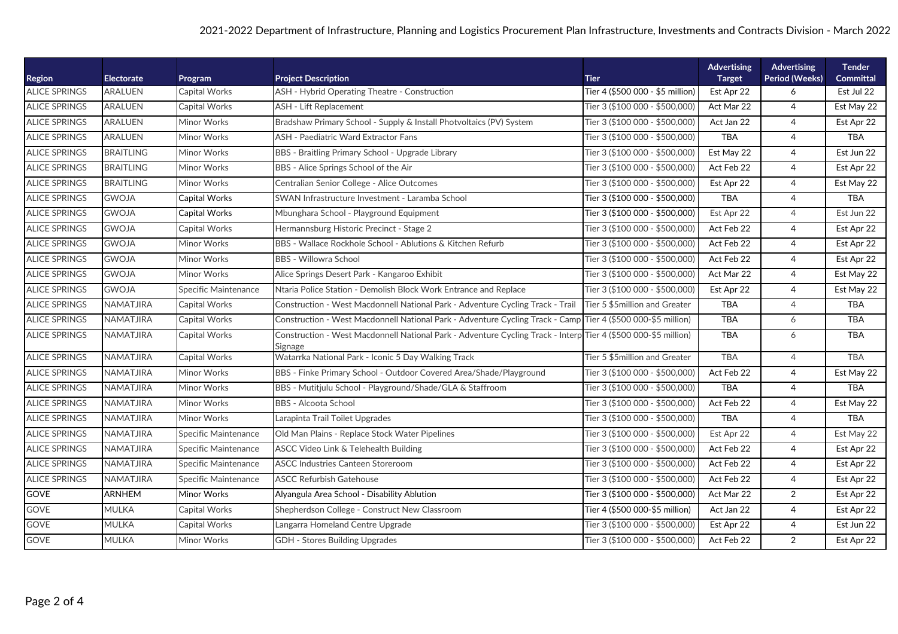# 2021-2022 Department of Infrastructure, Planning and Logistics Procurement Plan Infrastructure, Investments and Contracts Division - March 2022

| Region | Electorate | Program | Project Description | Tier | Advertising Target | Advertising Period (Weeks) | Tender Committal |
|---|---|---|---|---|---|---|---|
| ALICE SPRINGS | ARALUEN | Capital Works | ASH - Hybrid Operating Theatre - Construction | Tier 4 ($500 000 - $5 million) | Est Apr 22 | 6 | Est Jul 22 |
| ALICE SPRINGS | ARALUEN | Capital Works | ASH - Lift Replacement | Tier 3 ($100 000 - $500,000) | Act Mar 22 | 4 | Est May 22 |
| ALICE SPRINGS | ARALUEN | Minor Works | Bradshaw Primary School - Supply & Install Photvoltaics (PV) System | Tier 3 ($100 000 - $500,000) | Act Jan 22 | 4 | Est Apr 22 |
| ALICE SPRINGS | ARALUEN | Minor Works | ASH - Paediatric Ward Extractor Fans | Tier 3 ($100 000 - $500,000) | TBA | 4 | TBA |
| ALICE SPRINGS | BRAITLING | Minor Works | BBS - Braitling Primary School - Upgrade Library | Tier 3 ($100 000 - $500,000) | Est May 22 | 4 | Est Jun 22 |
| ALICE SPRINGS | BRAITLING | Minor Works | BBS - Alice Springs School of the Air | Tier 3 ($100 000 - $500,000) | Act Feb 22 | 4 | Est Apr 22 |
| ALICE SPRINGS | BRAITLING | Minor Works | Centralian Senior College - Alice Outcomes | Tier 3 ($100 000 - $500,000) | Est Apr 22 | 4 | Est May 22 |
| ALICE SPRINGS | GWOJA | Capital Works | SWAN Infrastructure Investment - Laramba School | Tier 3 ($100 000 - $500,000) | TBA | 4 | TBA |
| ALICE SPRINGS | GWOJA | Capital Works | Mbunghara School - Playground Equipment | Tier 3 ($100 000 - $500,000) | Est Apr 22 | 4 | Est Jun 22 |
| ALICE SPRINGS | GWOJA | Capital Works | Hermannsburg Historic Precinct - Stage 2 | Tier 3 ($100 000 - $500,000) | Act Feb 22 | 4 | Est Apr 22 |
| ALICE SPRINGS | GWOJA | Minor Works | BBS - Wallace Rockhole School - Ablutions & Kitchen Refurb | Tier 3 ($100 000 - $500,000) | Act Feb 22 | 4 | Est Apr 22 |
| ALICE SPRINGS | GWOJA | Minor Works | BBS - Willowra School | Tier 3 ($100 000 - $500,000) | Act Feb 22 | 4 | Est Apr 22 |
| ALICE SPRINGS | GWOJA | Minor Works | Alice Springs Desert Park - Kangaroo Exhibit | Tier 3 ($100 000 - $500,000) | Act Mar 22 | 4 | Est May 22 |
| ALICE SPRINGS | GWOJA | Specific Maintenance | Ntaria Police Station - Demolish Block Work Entrance and Replace | Tier 3 ($100 000 - $500,000) | Est Apr 22 | 4 | Est May 22 |
| ALICE SPRINGS | NAMATJIRA | Capital Works | Construction - West Macdonnell National Park - Adventure Cycling Track - Trail | Tier 5 $5million and Greater | TBA | 4 | TBA |
| ALICE SPRINGS | NAMATJIRA | Capital Works | Construction - West Macdonnell National Park - Adventure Cycling Track - Camp | Tier 4 ($500 000-$5 million) | TBA | 6 | TBA |
| ALICE SPRINGS | NAMATJIRA | Capital Works | Construction - West Macdonnell National Park - Adventure Cycling Track - Interp Signage | Tier 4 ($500 000-$5 million) | TBA | 6 | TBA |
| ALICE SPRINGS | NAMATJIRA | Capital Works | Watarrka National Park - Iconic 5 Day Walking Track | Tier 5 $5million and Greater | TBA | 4 | TBA |
| ALICE SPRINGS | NAMATJIRA | Minor Works | BBS - Finke Primary School - Outdoor Covered Area/Shade/Playground | Tier 3 ($100 000 - $500,000) | Act Feb 22 | 4 | Est May 22 |
| ALICE SPRINGS | NAMATJIRA | Minor Works | BBS - Mutitjulu School - Playground/Shade/GLA & Staffroom | Tier 3 ($100 000 - $500,000) | TBA | 4 | TBA |
| ALICE SPRINGS | NAMATJIRA | Minor Works | BBS - Alcoota School | Tier 3 ($100 000 - $500,000) | Act Feb 22 | 4 | Est May 22 |
| ALICE SPRINGS | NAMATJIRA | Minor Works | Larapinta Trail Toilet Upgrades | Tier 3 ($100 000 - $500,000) | TBA | 4 | TBA |
| ALICE SPRINGS | NAMATJIRA | Specific Maintenance | Old Man Plains - Replace Stock Water Pipelines | Tier 3 ($100 000 - $500,000) | Est Apr 22 | 4 | Est May 22 |
| ALICE SPRINGS | NAMATJIRA | Specific Maintenance | ASCC Video Link & Telehealth Building | Tier 3 ($100 000 - $500,000) | Act Feb 22 | 4 | Est Apr 22 |
| ALICE SPRINGS | NAMATJIRA | Specific Maintenance | ASCC Industries Canteen Storeroom | Tier 3 ($100 000 - $500,000) | Act Feb 22 | 4 | Est Apr 22 |
| ALICE SPRINGS | NAMATJIRA | Specific Maintenance | ASCC Refurbish Gatehouse | Tier 3 ($100 000 - $500,000) | Act Feb 22 | 4 | Est Apr 22 |
| GOVE | ARNHEM | Minor Works | Alyangula Area School - Disability Ablution | Tier 3 ($100 000 - $500,000) | Act Mar 22 | 2 | Est Apr 22 |
| GOVE | MULKA | Capital Works | Shepherdson College - Construct New Classroom | Tier 4 ($500 000-$5 million) | Act Jan 22 | 4 | Est Apr 22 |
| GOVE | MULKA | Capital Works | Langarra Homeland Centre Upgrade | Tier 3 ($100 000 - $500,000) | Est Apr 22 | 4 | Est Jun 22 |
| GOVE | MULKA | Minor Works | GDH - Stores Building Upgrades | Tier 3 ($100 000 - $500,000) | Act Feb 22 | 2 | Est Apr 22 |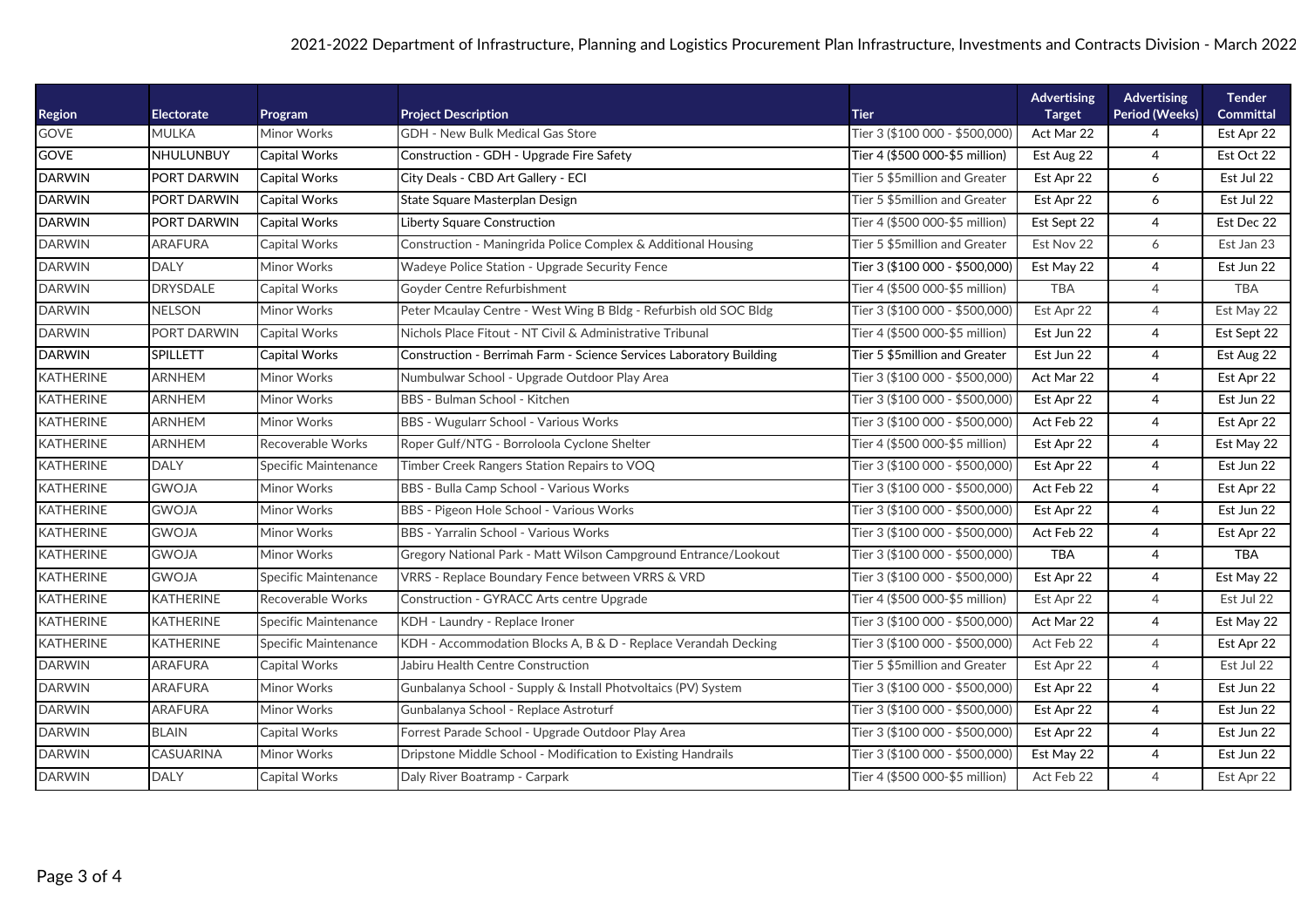## 2021-2022 Department of Infrastructure, Planning and Logistics Procurement Plan Infrastructure, Investments and Contracts Division - March 2022

| Region | Electorate | Program | Project Description | Tier | Advertising Target | Advertising Period (Weeks) | Tender Committal |
|---|---|---|---|---|---|---|---|
| GOVE | MULKA | Minor Works | GDH - New Bulk Medical Gas Store | Tier 3 ($100 000 - $500,000) | Act Mar 22 | 4 | Est Apr 22 |
| GOVE | NHULUNBUY | Capital Works | Construction - GDH - Upgrade Fire Safety | Tier 4 ($500 000-$5 million) | Est Aug 22 | 4 | Est Oct 22 |
| DARWIN | PORT DARWIN | Capital Works | City Deals - CBD Art Gallery - ECI | Tier 5 $5million and Greater | Est Apr 22 | 6 | Est Jul 22 |
| DARWIN | PORT DARWIN | Capital Works | State Square Masterplan Design | Tier 5 $5million and Greater | Est Apr 22 | 6 | Est Jul 22 |
| DARWIN | PORT DARWIN | Capital Works | Liberty Square Construction | Tier 4 ($500 000-$5 million) | Est Sept 22 | 4 | Est Dec 22 |
| DARWIN | ARAFURA | Capital Works | Construction - Maningrida Police Complex & Additional Housing | Tier 5 $5million and Greater | Est Nov 22 | 6 | Est Jan 23 |
| DARWIN | DALY | Minor Works | Wadeye Police Station - Upgrade Security Fence | Tier 3 ($100 000 - $500,000) | Est May 22 | 4 | Est Jun 22 |
| DARWIN | DRYSDALE | Capital Works | Goyder Centre Refurbishment | Tier 4 ($500 000-$5 million) | TBA | 4 | TBA |
| DARWIN | NELSON | Minor Works | Peter Mcaulay Centre - West Wing B Bldg - Refurbish old SOC Bldg | Tier 3 ($100 000 - $500,000) | Est Apr 22 | 4 | Est May 22 |
| DARWIN | PORT DARWIN | Capital Works | Nichols Place Fitout - NT Civil & Administrative Tribunal | Tier 4 ($500 000-$5 million) | Est Jun 22 | 4 | Est Sept 22 |
| DARWIN | SPILLETT | Capital Works | Construction - Berrimah Farm - Science Services Laboratory Building | Tier 5 $5million and Greater | Est Jun 22 | 4 | Est Aug 22 |
| KATHERINE | ARNHEM | Minor Works | Numbulwar School - Upgrade Outdoor Play Area | Tier 3 ($100 000 - $500,000) | Act Mar 22 | 4 | Est Apr 22 |
| KATHERINE | ARNHEM | Minor Works | BBS - Bulman School - Kitchen | Tier 3 ($100 000 - $500,000) | Est Apr 22 | 4 | Est Jun 22 |
| KATHERINE | ARNHEM | Minor Works | BBS - Wugularr School - Various Works | Tier 3 ($100 000 - $500,000) | Act Feb 22 | 4 | Est Apr 22 |
| KATHERINE | ARNHEM | Recoverable Works | Roper Gulf/NTG - Borroloola Cyclone Shelter | Tier 4 ($500 000-$5 million) | Est Apr 22 | 4 | Est May 22 |
| KATHERINE | DALY | Specific Maintenance | Timber Creek Rangers Station Repairs to VOQ | Tier 3 ($100 000 - $500,000) | Est Apr 22 | 4 | Est Jun 22 |
| KATHERINE | GWOJA | Minor Works | BBS - Bulla Camp School - Various Works | Tier 3 ($100 000 - $500,000) | Act Feb 22 | 4 | Est Apr 22 |
| KATHERINE | GWOJA | Minor Works | BBS - Pigeon Hole School - Various Works | Tier 3 ($100 000 - $500,000) | Est Apr 22 | 4 | Est Jun 22 |
| KATHERINE | GWOJA | Minor Works | BBS - Yarralin School - Various Works | Tier 3 ($100 000 - $500,000) | Act Feb 22 | 4 | Est Apr 22 |
| KATHERINE | GWOJA | Minor Works | Gregory National Park - Matt Wilson Campground Entrance/Lookout | Tier 3 ($100 000 - $500,000) | TBA | 4 | TBA |
| KATHERINE | GWOJA | Specific Maintenance | VRRS - Replace Boundary Fence between VRRS & VRD | Tier 3 ($100 000 - $500,000) | Est Apr 22 | 4 | Est May 22 |
| KATHERINE | KATHERINE | Recoverable Works | Construction - GYRACC Arts centre Upgrade | Tier 4 ($500 000-$5 million) | Est Apr 22 | 4 | Est Jul 22 |
| KATHERINE | KATHERINE | Specific Maintenance | KDH - Laundry - Replace Ironer | Tier 3 ($100 000 - $500,000) | Act Mar 22 | 4 | Est May 22 |
| KATHERINE | KATHERINE | Specific Maintenance | KDH - Accommodation Blocks A, B & D - Replace Verandah Decking | Tier 3 ($100 000 - $500,000) | Act Feb 22 | 4 | Est Apr 22 |
| DARWIN | ARAFURA | Capital Works | Jabiru Health Centre Construction | Tier 5 $5million and Greater | Est Apr 22 | 4 | Est Jul 22 |
| DARWIN | ARAFURA | Minor Works | Gunbalanya School - Supply & Install Photvoltaics (PV) System | Tier 3 ($100 000 - $500,000) | Est Apr 22 | 4 | Est Jun 22 |
| DARWIN | ARAFURA | Minor Works | Gunbalanya School - Replace Astroturf | Tier 3 ($100 000 - $500,000) | Est Apr 22 | 4 | Est Jun 22 |
| DARWIN | BLAIN | Capital Works | Forrest Parade School - Upgrade Outdoor Play Area | Tier 3 ($100 000 - $500,000) | Est Apr 22 | 4 | Est Jun 22 |
| DARWIN | CASUARINA | Minor Works | Dripstone Middle School - Modification to Existing Handrails | Tier 3 ($100 000 - $500,000) | Est May 22 | 4 | Est Jun 22 |
| DARWIN | DALY | Capital Works | Daly River Boatramp - Carpark | Tier 4 ($500 000-$5 million) | Act Feb 22 | 4 | Est Apr 22 |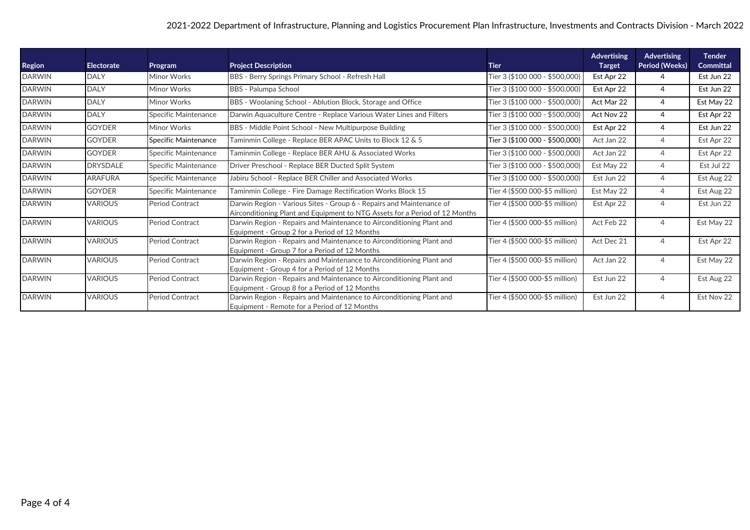| Region | Electorate | Program | Project Description | Tier | Advertising Target | Advertising Period (Weeks) | Tender Committal |
|---|---|---|---|---|---|---|---|
| DARWIN | DALY | Minor Works | BBS - Berry Springs Primary School - Refresh Hall | Tier 3 ($100 000 - $500,000) | Est Apr 22 | 4 | Est Jun 22 |
| DARWIN | DALY | Minor Works | BBS - Palumpa School | Tier 3 ($100 000 - $500,000) | Est Apr 22 | 4 | Est Jun 22 |
| DARWIN | DALY | Minor Works | BBS - Woolaning School - Ablution Block, Storage and Office | Tier 3 ($100 000 - $500,000) | Act Mar 22 | 4 | Est May 22 |
| DARWIN | DALY | Specific Maintenance | Darwin Aquaculture Centre - Replace Various Water Lines and Filters | Tier 3 ($100 000 - $500,000) | Act Nov 22 | 4 | Est Apr 22 |
| DARWIN | GOYDER | Minor Works | BBS - Middle Point School - New Multipurpose Building | Tier 3 ($100 000 - $500,000) | Est Apr 22 | 4 | Est Jun 22 |
| DARWIN | GOYDER | Specific Maintenance | Taminmin College - Replace BER APAC Units to Block 12 & 5 | Tier 3 ($100 000 - $500,000) | Act Jan 22 | 4 | Est Apr 22 |
| DARWIN | GOYDER | Specific Maintenance | Taminmin College - Replace BER AHU & Associated Works | Tier 3 ($100 000 - $500,000) | Act Jan 22 | 4 | Est Apr 22 |
| DARWIN | DRYSDALE | Specific Maintenance | Driver Preschool - Replace BER Ducted Split System | Tier 3 ($100 000 - $500,000) | Est May 22 | 4 | Est Jul 22 |
| DARWIN | ARAFURA | Specific Maintenance | Jabiru School - Replace BER Chiller and Associated Works | Tier 3 ($100 000 - $500,000) | Est Jun 22 | 4 | Est Aug 22 |
| DARWIN | GOYDER | Specific Maintenance | Taminmin College - Fire Damage Rectification Works Block 15 | Tier 4 ($500 000-$5 million) | Est May 22 | 4 | Est Aug 22 |
| DARWIN | VARIOUS | Period Contract | Darwin Region - Various Sites - Group 6 - Repairs and Maintenance of Airconditioning Plant and Equipment to NTG Assets for a Period of 12 Months | Tier 4 ($500 000-$5 million) | Est Apr 22 | 4 | Est Jun 22 |
| DARWIN | VARIOUS | Period Contract | Darwin Region - Repairs and Maintenance to Airconditioning Plant and Equipment - Group 2 for a Period of 12 Months | Tier 4 ($500 000-$5 million) | Act Feb 22 | 4 | Est May 22 |
| DARWIN | VARIOUS | Period Contract | Darwin Region - Repairs and Maintenance to Airconditioning Plant and Equipment - Group 7 for a Period of 12 Months | Tier 4 ($500 000-$5 million) | Act Dec 21 | 4 | Est Apr 22 |
| DARWIN | VARIOUS | Period Contract | Darwin Region - Repairs and Maintenance to Airconditioning Plant and Equipment - Group 4 for a Period of 12 Months | Tier 4 ($500 000-$5 million) | Act Jan 22 | 4 | Est May 22 |
| DARWIN | VARIOUS | Period Contract | Darwin Region - Repairs and Maintenance to Airconditioning Plant and Equipment - Group 8 for a Period of 12 Months | Tier 4 ($500 000-$5 million) | Est Jun 22 | 4 | Est Aug 22 |
| DARWIN | VARIOUS | Period Contract | Darwin Region - Repairs and Maintenance to Airconditioning Plant and Equipment - Remote for a Period of 12 Months | Tier 4 ($500 000-$5 million) | Est Jun 22 | 4 | Est Nov 22 |